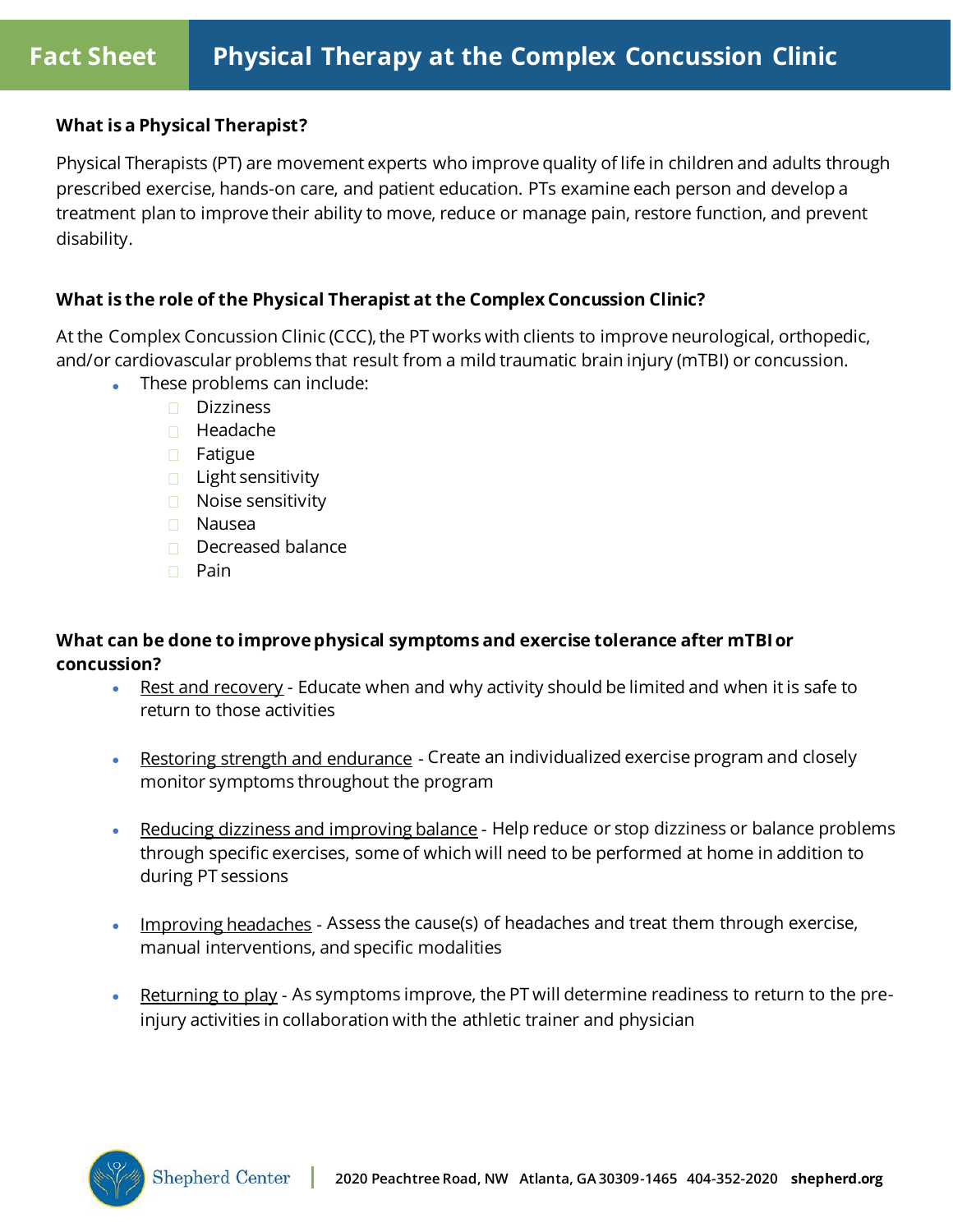# Fact Sheet — Physical Therapy at the Complex Concussion Clinic

**What is a Physical Therapist?**

Physical Therapists (PT) are movement experts who improve quality of life in children and adults through prescribed exercise, hands-on care, and patient education. PTs examine each person and develop a treatment plan to improve their ability to move, reduce or manage pain, restore function, and prevent disability.

**What is the role of the Physical Therapist at the Complex Concussion Clinic?**

At the Complex Concussion Clinic (CCC), the PT works with clients to improve neurological, orthopedic, and/or cardiovascular problems that result from a mild traumatic brain injury (mTBI) or concussion.

- These problems can include:
  - Dizziness
  - Headache
  - Fatigue
  - Light sensitivity
  - Noise sensitivity
  - Nausea
  - Decreased balance
  - Pain

**What can be done to improve physical symptoms and exercise tolerance after mTBI or concussion?**

- Rest and recovery - Educate when and why activity should be limited and when it is safe to return to those activities
- Restoring strength and endurance - Create an individualized exercise program and closely monitor symptoms throughout the program
- Reducing dizziness and improving balance - Help reduce or stop dizziness or balance problems through specific exercises, some of which will need to be performed at home in addition to during PT sessions
- Improving headaches - Assess the cause(s) of headaches and treat them through exercise, manual interventions, and specific modalities
- Returning to play - As symptoms improve, the PT will determine readiness to return to the pre-injury activities in collaboration with the athletic trainer and physician

Shepherd Center | 2020 Peachtree Road, NW Atlanta, GA 30309-1465 404-352-2020 shepherd.org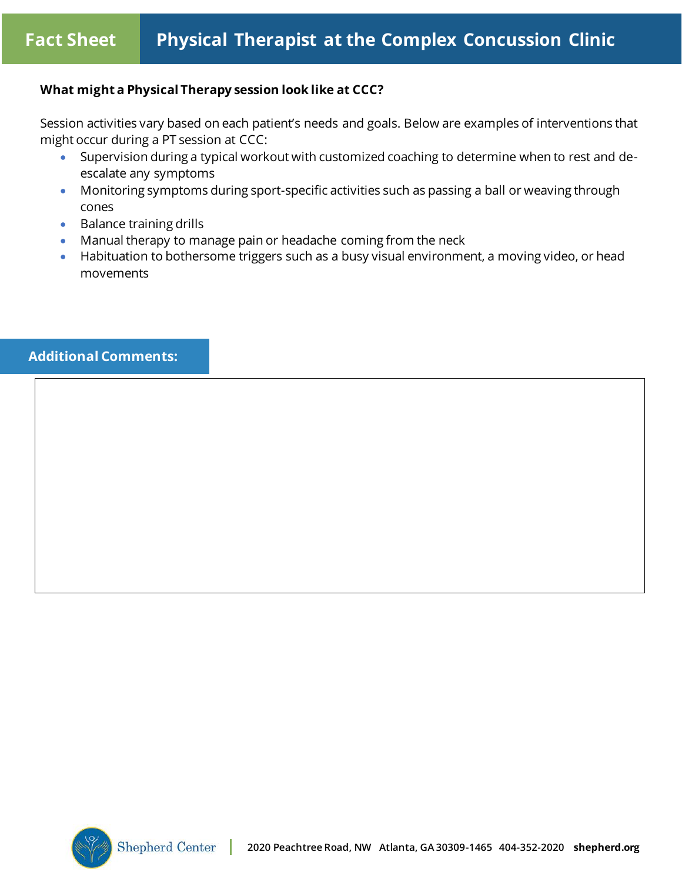# Fact Sheet — Physical Therapist at the Complex Concussion Clinic

**What might a Physical Therapy session look like at CCC?**

Session activities vary based on each patient's needs and goals. Below are examples of interventions that might occur during a PT session at CCC:

- Supervision during a typical workout with customized coaching to determine when to rest and de-escalate any symptoms
- Monitoring symptoms during sport-specific activities such as passing a ball or weaving through cones
- Balance training drills
- Manual therapy to manage pain or headache coming from the neck
- Habituation to bothersome triggers such as a busy visual environment, a moving video, or head movements

## Additional Comments:

Shepherd Center | 2020 Peachtree Road, NW Atlanta, GA 30309-1465 404-352-2020 **shepherd.org**